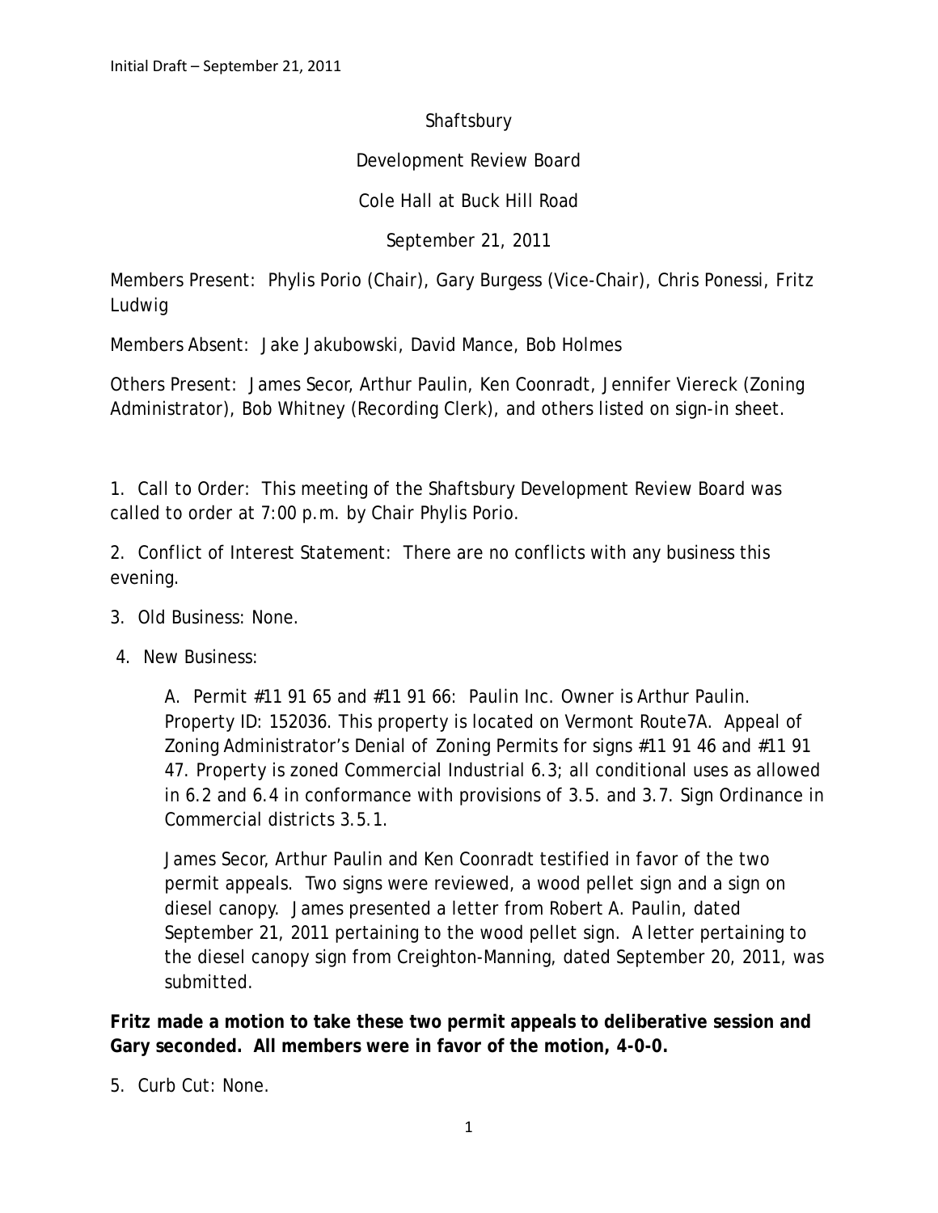Initial Draft – September 21, 2011

Shaftsbury

Development Review Board

Cole Hall at Buck Hill Road

September 21, 2011

Members Present: Phylis Porio (Chair), Gary Burgess (Vice-Chair), Chris Ponessi, Fritz Ludwig

Members Absent: Jake Jakubowski, David Mance, Bob Holmes

Others Present: James Secor, Arthur Paulin, Ken Coonradt, Jennifer Viereck (Zoning Administrator), Bob Whitney (Recording Clerk), and others listed on sign-in sheet.

1. Call to Order: This meeting of the Shaftsbury Development Review Board was called to order at 7:00 p.m. by Chair Phylis Porio.

2. Conflict of Interest Statement: There are no conflicts with any business this evening.

3. Old Business: None.

4. New Business:

> A. Permit #11 91 65 and #11 91 66: Paulin Inc. Owner is Arthur Paulin. Property ID: 152036. This property is located on Vermont Route7A. Appeal of Zoning Administrator's Denial of Zoning Permits for signs #11 91 46 and #11 91 47. Property is zoned Commercial Industrial 6.3; all conditional uses as allowed in 6.2 and 6.4 in conformance with provisions of 3.5. and 3.7. Sign Ordinance in Commercial districts 3.5.1.
>
> James Secor, Arthur Paulin and Ken Coonradt testified in favor of the two permit appeals. Two signs were reviewed, a wood pellet sign and a sign on diesel canopy. James presented a letter from Robert A. Paulin, dated September 21, 2011 pertaining to the wood pellet sign. A letter pertaining to the diesel canopy sign from Creighton-Manning, dated September 20, 2011, was submitted.

**Fritz made a motion to take these two permit appeals to deliberative session and Gary seconded. All members were in favor of the motion, 4-0-0.**

5. Curb Cut: None.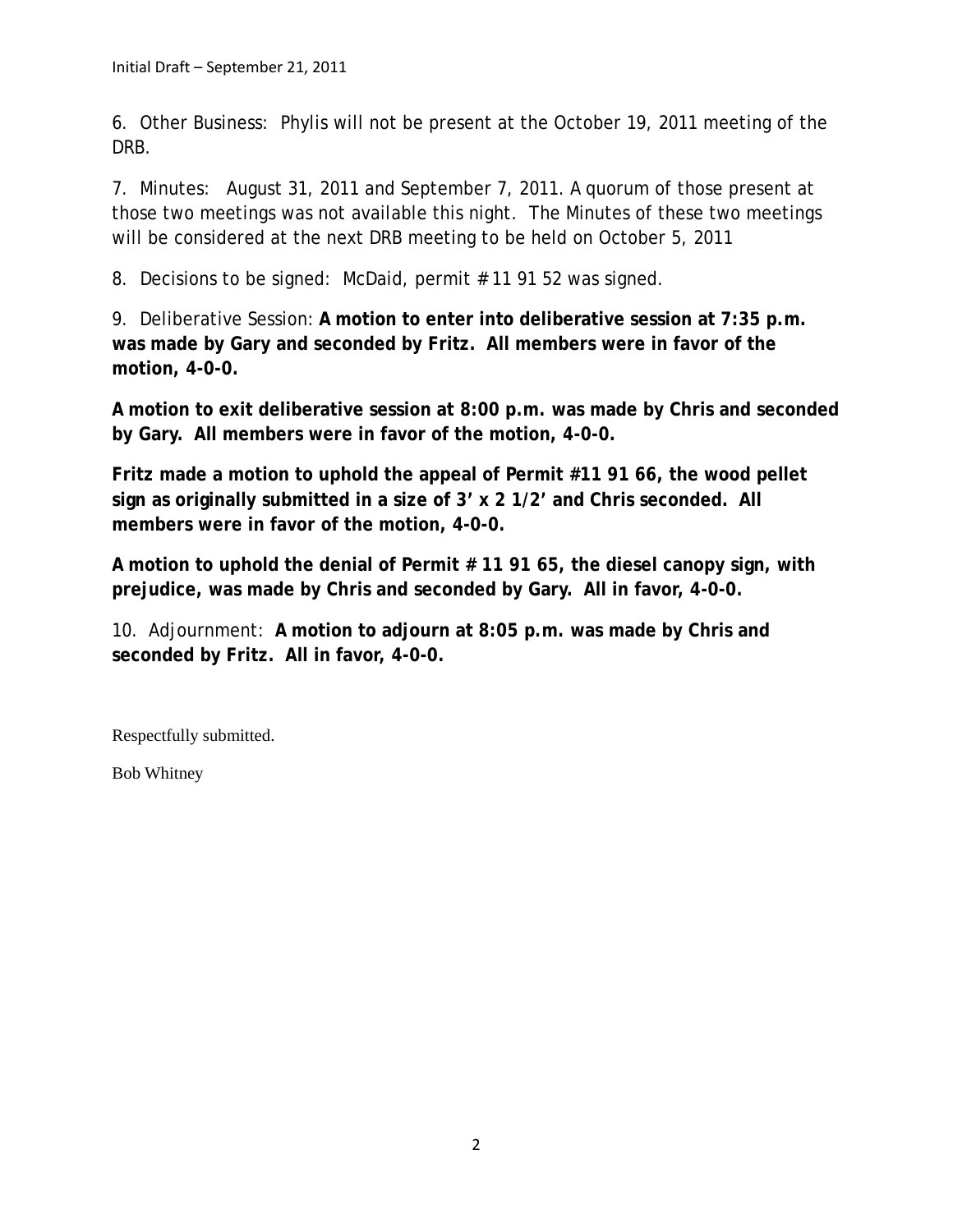6. Other Business: Phylis will not be present at the October 19, 2011 meeting of the DRB.

7. Minutes: August 31, 2011 and September 7, 2011. A quorum of those present at those two meetings was not available this night. The Minutes of these two meetings will be considered at the next DRB meeting to be held on October 5, 2011

8. Decisions to be signed: McDaid, permit # 11 91 52 was signed.

9. Deliberative Session: **A motion to enter into deliberative session at 7:35 p.m. was made by Gary and seconded by Fritz. All members were in favor of the motion, 4-0-0.**

**A motion to exit deliberative session at 8:00 p.m. was made by Chris and seconded by Gary. All members were in favor of the motion, 4-0-0.**

**Fritz made a motion to uphold the appeal of Permit #11 91 66, the wood pellet sign as originally submitted in a size of 3' x 2 1/2' and Chris seconded. All members were in favor of the motion, 4-0-0.**

**A motion to uphold the denial of Permit # 11 91 65, the diesel canopy sign, with prejudice, was made by Chris and seconded by Gary. All in favor, 4-0-0.**

10. Adjournment: **A motion to adjourn at 8:05 p.m. was made by Chris and seconded by Fritz. All in favor, 4-0-0.**

Respectfully submitted.

Bob Whitney